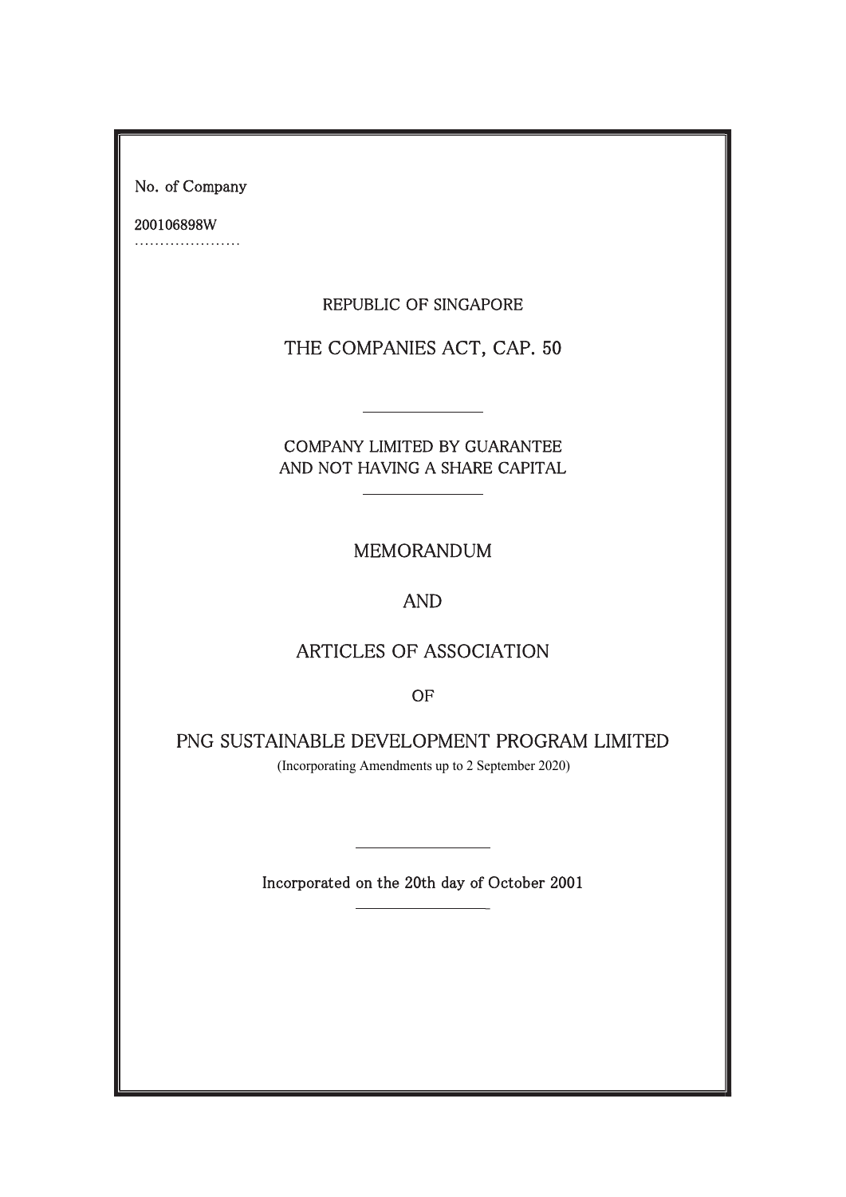No. of Company

200106898W
.....................

REPUBLIC OF SINGAPORE

# THE COMPANIES ACT, CAP. 50

---

COMPANY LIMITED BY GUARANTEE
AND NOT HAVING A SHARE CAPITAL

---

# MEMORANDUM

# AND

# ARTICLES OF ASSOCIATION

OF

# PNG SUSTAINABLE DEVELOPMENT PROGRAM LIMITED

(Incorporating Amendments up to 2 September 2020)

---

Incorporated on the 20th day of October 2001

---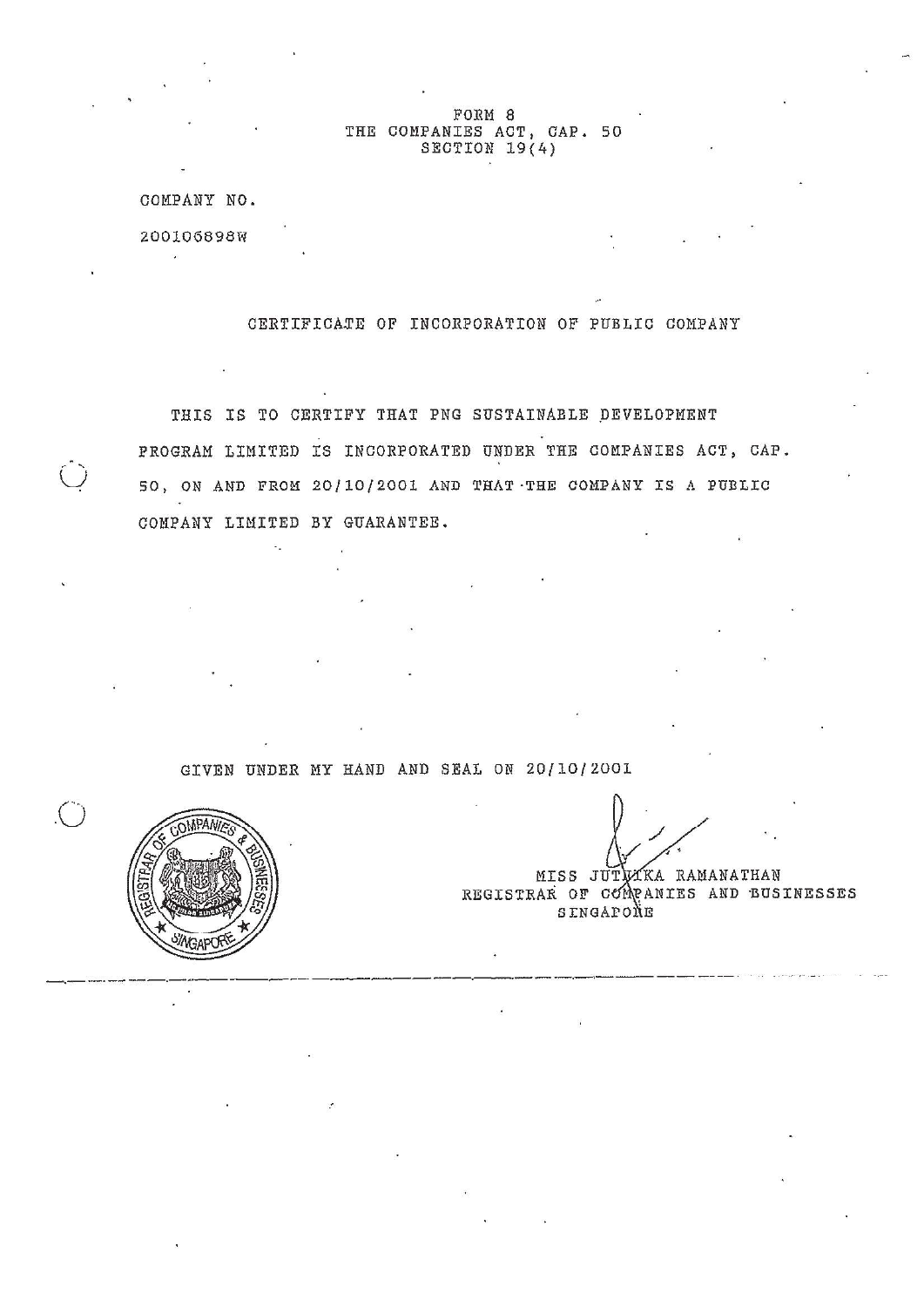FORM 8
THE COMPANIES ACT, CAP. 50
SECTION 19(4)

COMPANY NO.

200106898W

## CERTIFICATE OF INCORPORATION OF PUBLIC COMPANY

THIS IS TO CERTIFY THAT PNG SUSTAINABLE DEVELOPMENT PROGRAM LIMITED IS INCORPORATED UNDER THE COMPANIES ACT, CAP. 50, ON AND FROM 20/10/2001 AND THAT THE COMPANY IS A PUBLIC COMPANY LIMITED BY GUARANTEE.

GIVEN UNDER MY HAND AND SEAL ON 20/10/2001

REGISTRAR OF COMPANIES & BUSINESSES
SINGAPORE

MISS JUTHIKA RAMANATHAN
REGISTRAR OF COMPANIES AND BUSINESSES
SINGAPORE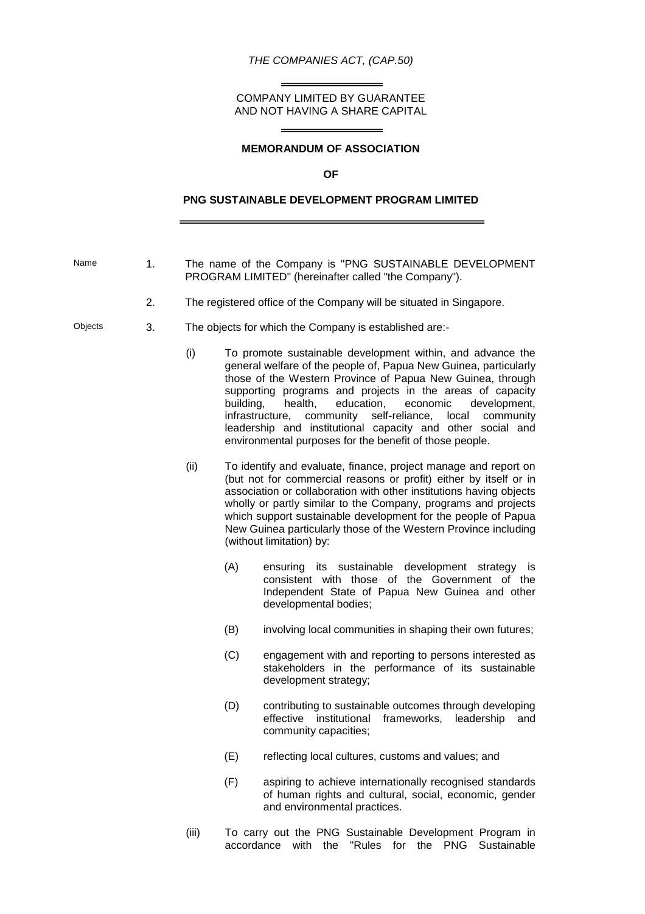*THE COMPANIES ACT, (CAP.50)*

COMPANY LIMITED BY GUARANTEE
AND NOT HAVING A SHARE CAPITAL

**MEMORANDUM OF ASSOCIATION**

**OF**

**PNG SUSTAINABLE DEVELOPMENT PROGRAM LIMITED**

Name

1. The name of the Company is "PNG SUSTAINABLE DEVELOPMENT PROGRAM LIMITED" (hereinafter called "the Company").

2. The registered office of the Company will be situated in Singapore.

Objects

3. The objects for which the Company is established are:-

   (i) To promote sustainable development within, and advance the general welfare of the people of, Papua New Guinea, particularly those of the Western Province of Papua New Guinea, through supporting programs and projects in the areas of capacity building, health, education, economic development, infrastructure, community self-reliance, local community leadership and institutional capacity and other social and environmental purposes for the benefit of those people.

   (ii) To identify and evaluate, finance, project manage and report on (but not for commercial reasons or profit) either by itself or in association or collaboration with other institutions having objects wholly or partly similar to the Company, programs and projects which support sustainable development for the people of Papua New Guinea particularly those of the Western Province including (without limitation) by:

      (A) ensuring its sustainable development strategy is consistent with those of the Government of the Independent State of Papua New Guinea and other developmental bodies;

      (B) involving local communities in shaping their own futures;

      (C) engagement with and reporting to persons interested as stakeholders in the performance of its sustainable development strategy;

      (D) contributing to sustainable outcomes through developing effective institutional frameworks, leadership and community capacities;

      (E) reflecting local cultures, customs and values; and

      (F) aspiring to achieve internationally recognised standards of human rights and cultural, social, economic, gender and environmental practices.

   (iii) To carry out the PNG Sustainable Development Program in accordance with the "Rules for the PNG Sustainable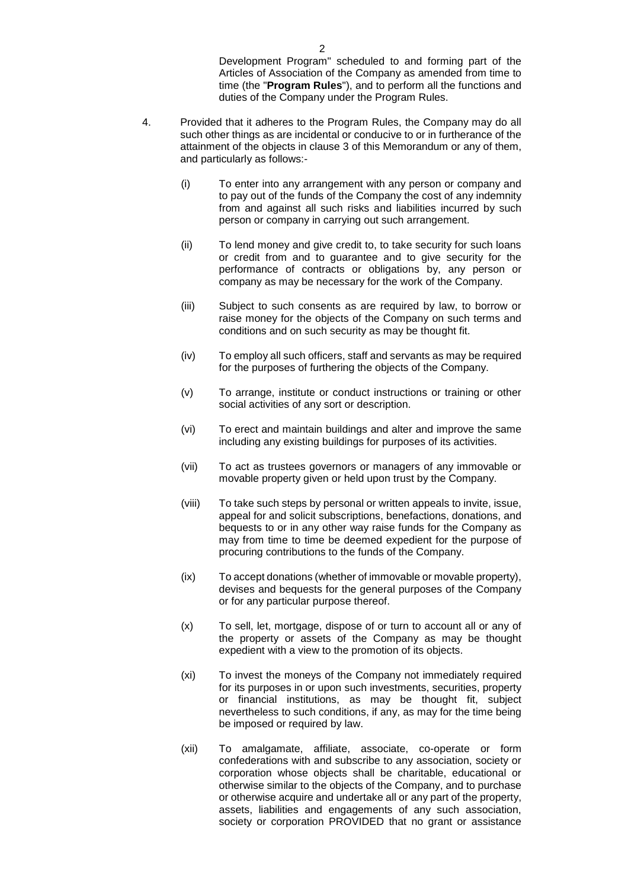Development Program" scheduled to and forming part of the Articles of Association of the Company as amended from time to time (the "**Program Rules**"), and to perform all the functions and duties of the Company under the Program Rules.

4. Provided that it adheres to the Program Rules, the Company may do all such other things as are incidental or conducive to or in furtherance of the attainment of the objects in clause 3 of this Memorandum or any of them, and particularly as follows:-

   (i) To enter into any arrangement with any person or company and to pay out of the funds of the Company the cost of any indemnity from and against all such risks and liabilities incurred by such person or company in carrying out such arrangement.

   (ii) To lend money and give credit to, to take security for such loans or credit from and to guarantee and to give security for the performance of contracts or obligations by, any person or company as may be necessary for the work of the Company.

   (iii) Subject to such consents as are required by law, to borrow or raise money for the objects of the Company on such terms and conditions and on such security as may be thought fit.

   (iv) To employ all such officers, staff and servants as may be required for the purposes of furthering the objects of the Company.

   (v) To arrange, institute or conduct instructions or training or other social activities of any sort or description.

   (vi) To erect and maintain buildings and alter and improve the same including any existing buildings for purposes of its activities.

   (vii) To act as trustees governors or managers of any immovable or movable property given or held upon trust by the Company.

   (viii) To take such steps by personal or written appeals to invite, issue, appeal for and solicit subscriptions, benefactions, donations, and bequests to or in any other way raise funds for the Company as may from time to time be deemed expedient for the purpose of procuring contributions to the funds of the Company.

   (ix) To accept donations (whether of immovable or movable property), devises and bequests for the general purposes of the Company or for any particular purpose thereof.

   (x) To sell, let, mortgage, dispose of or turn to account all or any of the property or assets of the Company as may be thought expedient with a view to the promotion of its objects.

   (xi) To invest the moneys of the Company not immediately required for its purposes in or upon such investments, securities, property or financial institutions, as may be thought fit, subject nevertheless to such conditions, if any, as may for the time being be imposed or required by law.

   (xii) To amalgamate, affiliate, associate, co-operate or form confederations with and subscribe to any association, society or corporation whose objects shall be charitable, educational or otherwise similar to the objects of the Company, and to purchase or otherwise acquire and undertake all or any part of the property, assets, liabilities and engagements of any such association, society or corporation PROVIDED that no grant or assistance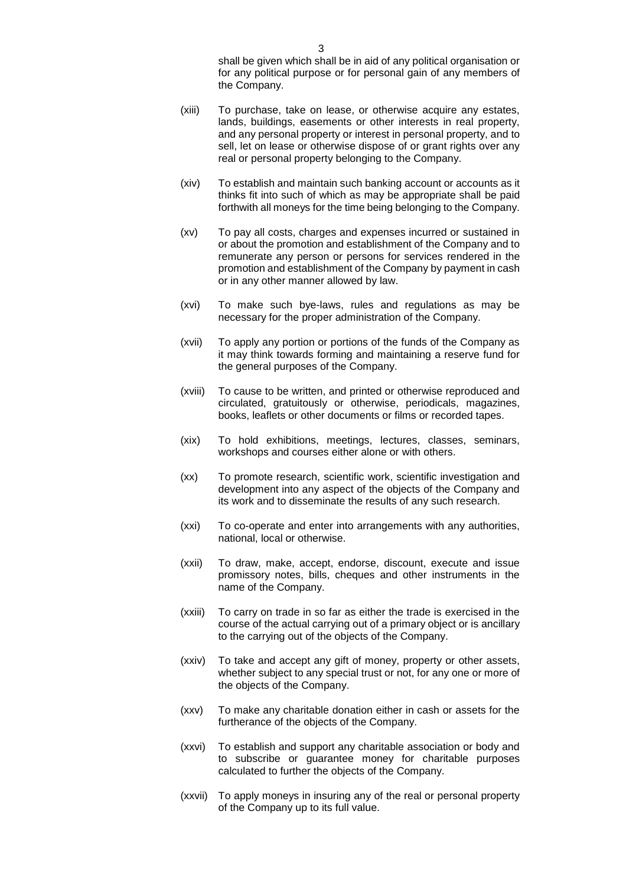shall be given which shall be in aid of any political organisation or for any political purpose or for personal gain of any members of the Company.

(xiii) To purchase, take on lease, or otherwise acquire any estates, lands, buildings, easements or other interests in real property, and any personal property or interest in personal property, and to sell, let on lease or otherwise dispose of or grant rights over any real or personal property belonging to the Company.

(xiv) To establish and maintain such banking account or accounts as it thinks fit into such of which as may be appropriate shall be paid forthwith all moneys for the time being belonging to the Company.

(xv) To pay all costs, charges and expenses incurred or sustained in or about the promotion and establishment of the Company and to remunerate any person or persons for services rendered in the promotion and establishment of the Company by payment in cash or in any other manner allowed by law.

(xvi) To make such bye-laws, rules and regulations as may be necessary for the proper administration of the Company.

(xvii) To apply any portion or portions of the funds of the Company as it may think towards forming and maintaining a reserve fund for the general purposes of the Company.

(xviii) To cause to be written, and printed or otherwise reproduced and circulated, gratuitously or otherwise, periodicals, magazines, books, leaflets or other documents or films or recorded tapes.

(xix) To hold exhibitions, meetings, lectures, classes, seminars, workshops and courses either alone or with others.

(xx) To promote research, scientific work, scientific investigation and development into any aspect of the objects of the Company and its work and to disseminate the results of any such research.

(xxi) To co-operate and enter into arrangements with any authorities, national, local or otherwise.

(xxii) To draw, make, accept, endorse, discount, execute and issue promissory notes, bills, cheques and other instruments in the name of the Company.

(xxiii) To carry on trade in so far as either the trade is exercised in the course of the actual carrying out of a primary object or is ancillary to the carrying out of the objects of the Company.

(xxiv) To take and accept any gift of money, property or other assets, whether subject to any special trust or not, for any one or more of the objects of the Company.

(xxv) To make any charitable donation either in cash or assets for the furtherance of the objects of the Company.

(xxvi) To establish and support any charitable association or body and to subscribe or guarantee money for charitable purposes calculated to further the objects of the Company.

(xxvii) To apply moneys in insuring any of the real or personal property of the Company up to its full value.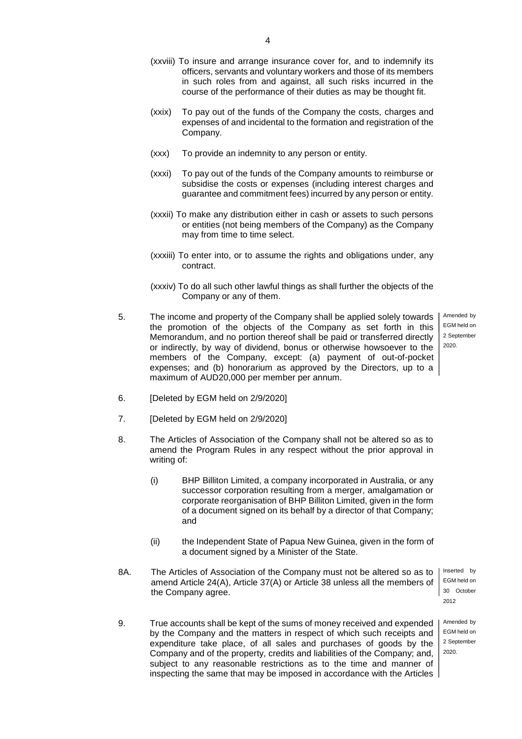(xxviii) To insure and arrange insurance cover for, and to indemnify its officers, servants and voluntary workers and those of its members in such roles from and against, all such risks incurred in the course of the performance of their duties as may be thought fit.

(xxix) To pay out of the funds of the Company the costs, charges and expenses of and incidental to the formation and registration of the Company.

(xxx) To provide an indemnity to any person or entity.

(xxxi) To pay out of the funds of the Company amounts to reimburse or subsidise the costs or expenses (including interest charges and guarantee and commitment fees) incurred by any person or entity.

(xxxii) To make any distribution either in cash or assets to such persons or entities (not being members of the Company) as the Company may from time to time select.

(xxxiii) To enter into, or to assume the rights and obligations under, any contract.

(xxxiv) To do all such other lawful things as shall further the objects of the Company or any of them.

5. The income and property of the Company shall be applied solely towards the promotion of the objects of the Company as set forth in this Memorandum, and no portion thereof shall be paid or transferred directly or indirectly, by way of dividend, bonus or otherwise howsoever to the members of the Company, except: (a) payment of out-of-pocket expenses; and (b) honorarium as approved by the Directors, up to a maximum of AUD20,000 per member per annum.

   Amended by EGM held on 2 September 2020.

6. [Deleted by EGM held on 2/9/2020]

7. [Deleted by EGM held on 2/9/2020]

8. The Articles of Association of the Company shall not be altered so as to amend the Program Rules in any respect without the prior approval in writing of:

   (i) BHP Billiton Limited, a company incorporated in Australia, or any successor corporation resulting from a merger, amalgamation or corporate reorganisation of BHP Billiton Limited, given in the form of a document signed on its behalf by a director of that Company; and

   (ii) the Independent State of Papua New Guinea, given in the form of a document signed by a Minister of the State.

8A. The Articles of Association of the Company must not be altered so as to amend Article 24(A), Article 37(A) or Article 38 unless all the members of the Company agree.

   Inserted by EGM held on 30 October 2012

9. True accounts shall be kept of the sums of money received and expended by the Company and the matters in respect of which such receipts and expenditure take place, of all sales and purchases of goods by the Company and of the property, credits and liabilities of the Company; and, subject to any reasonable restrictions as to the time and manner of inspecting the same that may be imposed in accordance with the Articles

   Amended by EGM held on 2 September 2020.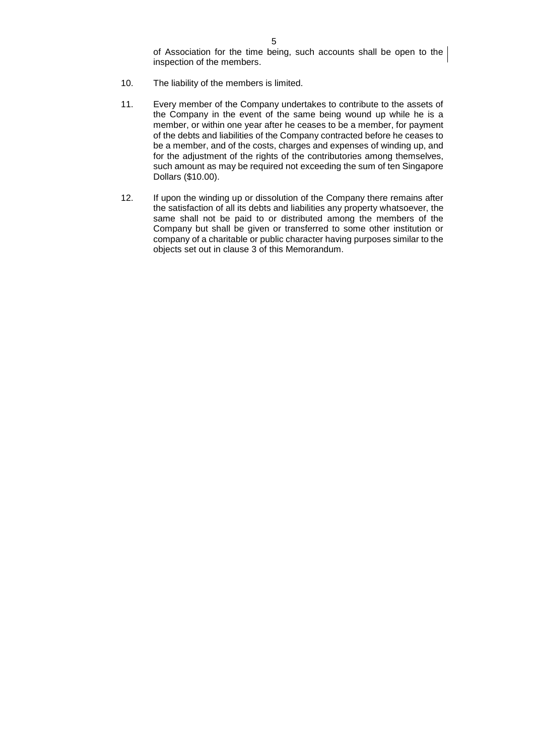of Association for the time being, such accounts shall be open to the inspection of the members.

10. The liability of the members is limited.

11. Every member of the Company undertakes to contribute to the assets of the Company in the event of the same being wound up while he is a member, or within one year after he ceases to be a member, for payment of the debts and liabilities of the Company contracted before he ceases to be a member, and of the costs, charges and expenses of winding up, and for the adjustment of the rights of the contributories among themselves, such amount as may be required not exceeding the sum of ten Singapore Dollars ($10.00).

12. If upon the winding up or dissolution of the Company there remains after the satisfaction of all its debts and liabilities any property whatsoever, the same shall not be paid to or distributed among the members of the Company but shall be given or transferred to some other institution or company of a charitable or public character having purposes similar to the objects set out in clause 3 of this Memorandum.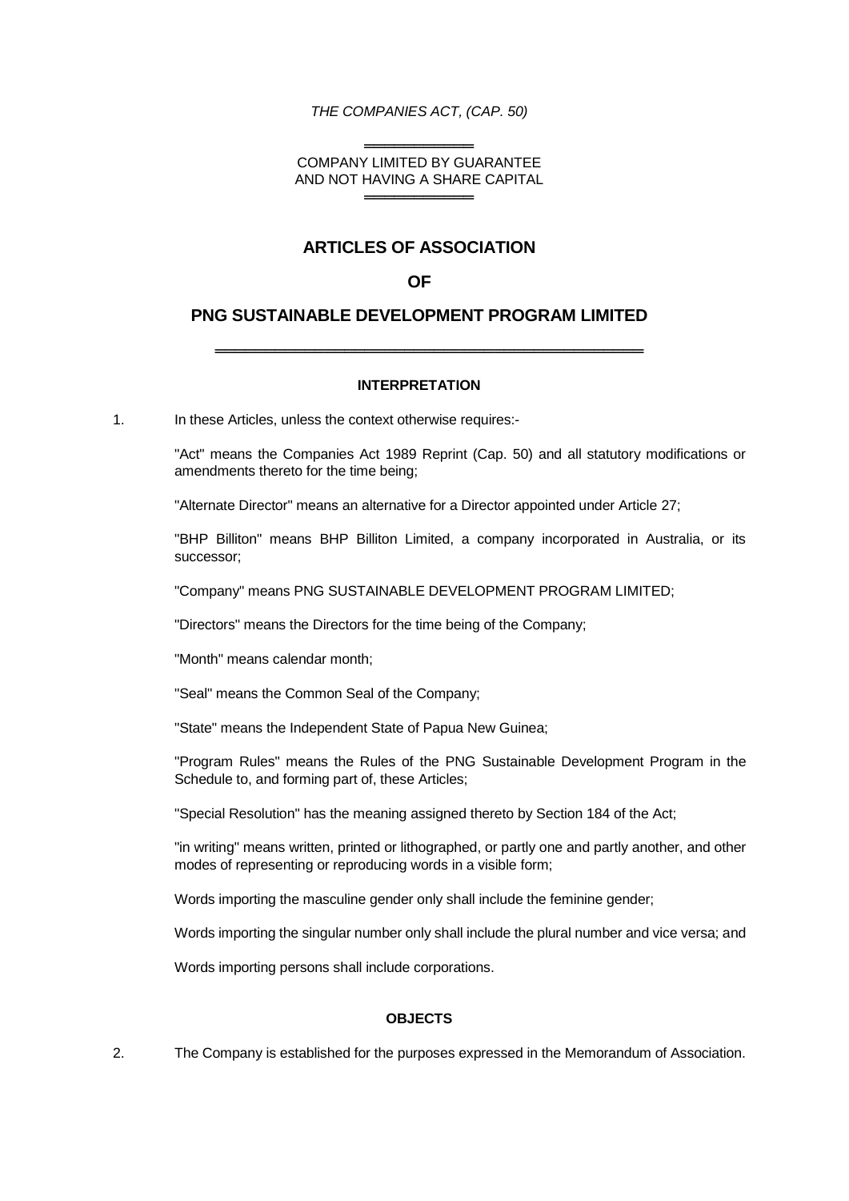*THE COMPANIES ACT, (CAP. 50)*

COMPANY LIMITED BY GUARANTEE
AND NOT HAVING A SHARE CAPITAL

# ARTICLES OF ASSOCIATION

# OF

# PNG SUSTAINABLE DEVELOPMENT PROGRAM LIMITED

## INTERPRETATION

1. In these Articles, unless the context otherwise requires:-

   "Act" means the Companies Act 1989 Reprint (Cap. 50) and all statutory modifications or amendments thereto for the time being;

   "Alternate Director" means an alternative for a Director appointed under Article 27;

   "BHP Billiton" means BHP Billiton Limited, a company incorporated in Australia, or its successor;

   "Company" means PNG SUSTAINABLE DEVELOPMENT PROGRAM LIMITED;

   "Directors" means the Directors for the time being of the Company;

   "Month" means calendar month;

   "Seal" means the Common Seal of the Company;

   "State" means the Independent State of Papua New Guinea;

   "Program Rules" means the Rules of the PNG Sustainable Development Program in the Schedule to, and forming part of, these Articles;

   "Special Resolution" has the meaning assigned thereto by Section 184 of the Act;

   "in writing" means written, printed or lithographed, or partly one and partly another, and other modes of representing or reproducing words in a visible form;

   Words importing the masculine gender only shall include the feminine gender;

   Words importing the singular number only shall include the plural number and vice versa; and

   Words importing persons shall include corporations.

## OBJECTS

2. The Company is established for the purposes expressed in the Memorandum of Association.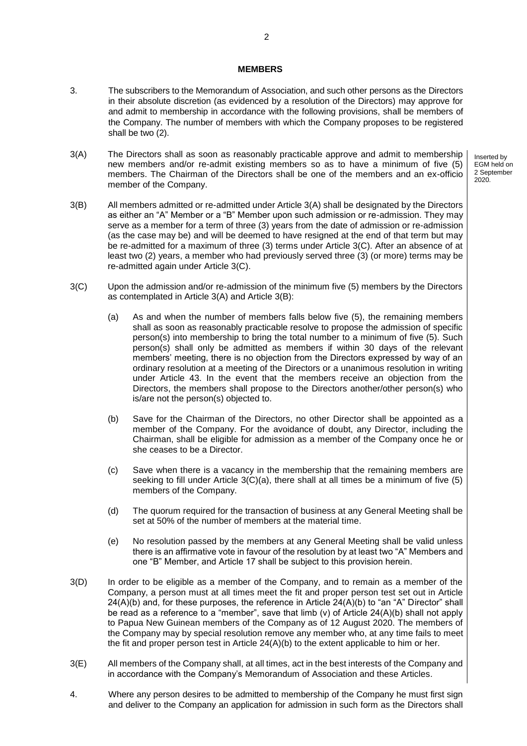## MEMBERS

3. The subscribers to the Memorandum of Association, and such other persons as the Directors in their absolute discretion (as evidenced by a resolution of the Directors) may approve for and admit to membership in accordance with the following provisions, shall be members of the Company. The number of members with which the Company proposes to be registered shall be two (2).

3(A) The Directors shall as soon as reasonably practicable approve and admit to membership new members and/or re-admit existing members so as to have a minimum of five (5) members. The Chairman of the Directors shall be one of the members and an ex-officio member of the Company.

Inserted by EGM held on 2 September 2020.

3(B) All members admitted or re-admitted under Article 3(A) shall be designated by the Directors as either an "A" Member or a "B" Member upon such admission or re-admission. They may serve as a member for a term of three (3) years from the date of admission or re-admission (as the case may be) and will be deemed to have resigned at the end of that term but may be re-admitted for a maximum of three (3) terms under Article 3(C). After an absence of at least two (2) years, a member who had previously served three (3) (or more) terms may be re-admitted again under Article 3(C).

3(C) Upon the admission and/or re-admission of the minimum five (5) members by the Directors as contemplated in Article 3(A) and Article 3(B):

(a) As and when the number of members falls below five (5), the remaining members shall as soon as reasonably practicable resolve to propose the admission of specific person(s) into membership to bring the total number to a minimum of five (5). Such person(s) shall only be admitted as members if within 30 days of the relevant members' meeting, there is no objection from the Directors expressed by way of an ordinary resolution at a meeting of the Directors or a unanimous resolution in writing under Article 43. In the event that the members receive an objection from the Directors, the members shall propose to the Directors another/other person(s) who is/are not the person(s) objected to.

(b) Save for the Chairman of the Directors, no other Director shall be appointed as a member of the Company. For the avoidance of doubt, any Director, including the Chairman, shall be eligible for admission as a member of the Company once he or she ceases to be a Director.

(c) Save when there is a vacancy in the membership that the remaining members are seeking to fill under Article 3(C)(a), there shall at all times be a minimum of five (5) members of the Company.

(d) The quorum required for the transaction of business at any General Meeting shall be set at 50% of the number of members at the material time.

(e) No resolution passed by the members at any General Meeting shall be valid unless there is an affirmative vote in favour of the resolution by at least two "A" Members and one "B" Member, and Article 17 shall be subject to this provision herein.

3(D) In order to be eligible as a member of the Company, and to remain as a member of the Company, a person must at all times meet the fit and proper person test set out in Article 24(A)(b) and, for these purposes, the reference in Article 24(A)(b) to "an "A" Director" shall be read as a reference to a "member", save that limb (v) of Article 24(A)(b) shall not apply to Papua New Guinean members of the Company as of 12 August 2020. The members of the Company may by special resolution remove any member who, at any time fails to meet the fit and proper person test in Article 24(A)(b) to the extent applicable to him or her.

3(E) All members of the Company shall, at all times, act in the best interests of the Company and in accordance with the Company's Memorandum of Association and these Articles.

4. Where any person desires to be admitted to membership of the Company he must first sign and deliver to the Company an application for admission in such form as the Directors shall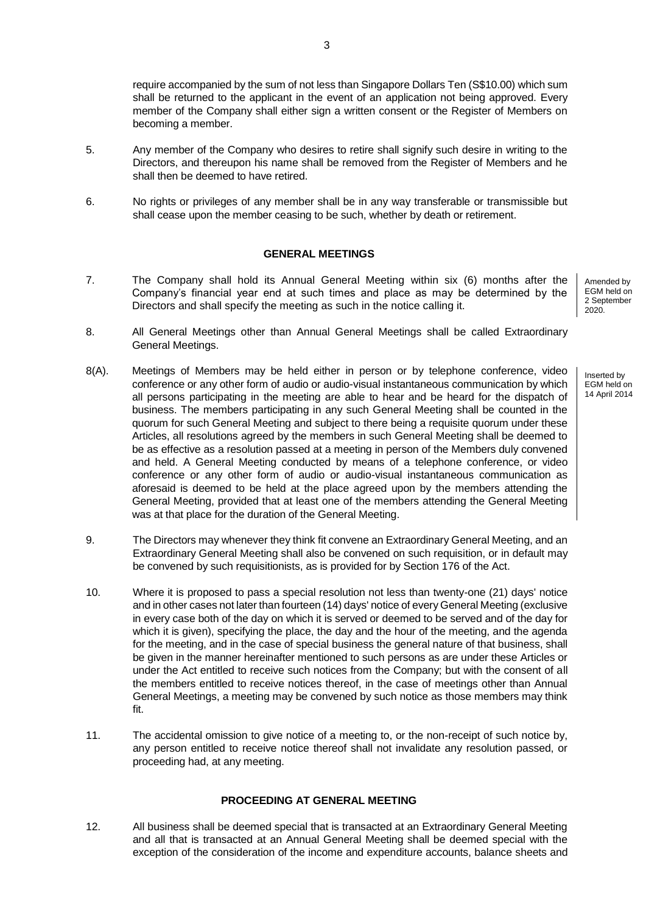require accompanied by the sum of not less than Singapore Dollars Ten (S$10.00) which sum shall be returned to the applicant in the event of an application not being approved. Every member of the Company shall either sign a written consent or the Register of Members on becoming a member.

5. Any member of the Company who desires to retire shall signify such desire in writing to the Directors, and thereupon his name shall be removed from the Register of Members and he shall then be deemed to have retired.

6. No rights or privileges of any member shall be in any way transferable or transmissible but shall cease upon the member ceasing to be such, whether by death or retirement.

## GENERAL MEETINGS

7. The Company shall hold its Annual General Meeting within six (6) months after the Company's financial year end at such times and place as may be determined by the Directors and shall specify the meeting as such in the notice calling it.

Amended by EGM held on 2 September 2020.

8. All General Meetings other than Annual General Meetings shall be called Extraordinary General Meetings.

8(A). Meetings of Members may be held either in person or by telephone conference, video conference or any other form of audio or audio-visual instantaneous communication by which all persons participating in the meeting are able to hear and be heard for the dispatch of business. The members participating in any such General Meeting shall be counted in the quorum for such General Meeting and subject to there being a requisite quorum under these Articles, all resolutions agreed by the members in such General Meeting shall be deemed to be as effective as a resolution passed at a meeting in person of the Members duly convened and held. A General Meeting conducted by means of a telephone conference, or video conference or any other form of audio or audio-visual instantaneous communication as aforesaid is deemed to be held at the place agreed upon by the members attending the General Meeting, provided that at least one of the members attending the General Meeting was at that place for the duration of the General Meeting.

Inserted by EGM held on 14 April 2014

9. The Directors may whenever they think fit convene an Extraordinary General Meeting, and an Extraordinary General Meeting shall also be convened on such requisition, or in default may be convened by such requisitionists, as is provided for by Section 176 of the Act.

10. Where it is proposed to pass a special resolution not less than twenty-one (21) days' notice and in other cases not later than fourteen (14) days' notice of every General Meeting (exclusive in every case both of the day on which it is served or deemed to be served and of the day for which it is given), specifying the place, the day and the hour of the meeting, and the agenda for the meeting, and in the case of special business the general nature of that business, shall be given in the manner hereinafter mentioned to such persons as are under these Articles or under the Act entitled to receive such notices from the Company; but with the consent of all the members entitled to receive notices thereof, in the case of meetings other than Annual General Meetings, a meeting may be convened by such notice as those members may think fit.

11. The accidental omission to give notice of a meeting to, or the non-receipt of such notice by, any person entitled to receive notice thereof shall not invalidate any resolution passed, or proceeding had, at any meeting.

## PROCEEDING AT GENERAL MEETING

12. All business shall be deemed special that is transacted at an Extraordinary General Meeting and all that is transacted at an Annual General Meeting shall be deemed special with the exception of the consideration of the income and expenditure accounts, balance sheets and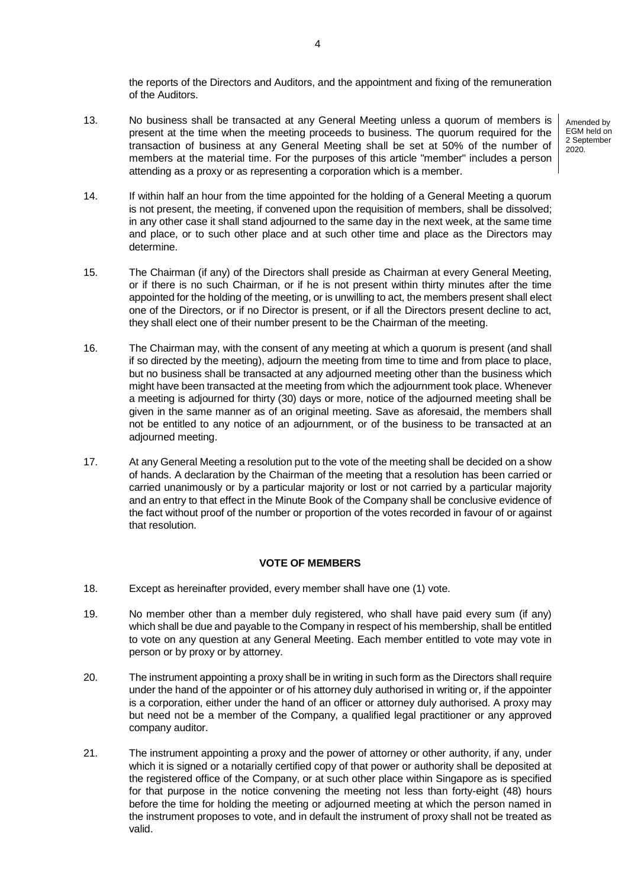the reports of the Directors and Auditors, and the appointment and fixing of the remuneration of the Auditors.

13. No business shall be transacted at any General Meeting unless a quorum of members is present at the time when the meeting proceeds to business. The quorum required for the transaction of business at any General Meeting shall be set at 50% of the number of members at the material time. For the purposes of this article "member" includes a person attending as a proxy or as representing a corporation which is a member.

Amended by EGM held on 2 September 2020.

14. If within half an hour from the time appointed for the holding of a General Meeting a quorum is not present, the meeting, if convened upon the requisition of members, shall be dissolved; in any other case it shall stand adjourned to the same day in the next week, at the same time and place, or to such other place and at such other time and place as the Directors may determine.

15. The Chairman (if any) of the Directors shall preside as Chairman at every General Meeting, or if there is no such Chairman, or if he is not present within thirty minutes after the time appointed for the holding of the meeting, or is unwilling to act, the members present shall elect one of the Directors, or if no Director is present, or if all the Directors present decline to act, they shall elect one of their number present to be the Chairman of the meeting.

16. The Chairman may, with the consent of any meeting at which a quorum is present (and shall if so directed by the meeting), adjourn the meeting from time to time and from place to place, but no business shall be transacted at any adjourned meeting other than the business which might have been transacted at the meeting from which the adjournment took place. Whenever a meeting is adjourned for thirty (30) days or more, notice of the adjourned meeting shall be given in the same manner as of an original meeting. Save as aforesaid, the members shall not be entitled to any notice of an adjournment, or of the business to be transacted at an adjourned meeting.

17. At any General Meeting a resolution put to the vote of the meeting shall be decided on a show of hands. A declaration by the Chairman of the meeting that a resolution has been carried or carried unanimously or by a particular majority or lost or not carried by a particular majority and an entry to that effect in the Minute Book of the Company shall be conclusive evidence of the fact without proof of the number or proportion of the votes recorded in favour of or against that resolution.

**VOTE OF MEMBERS**

18. Except as hereinafter provided, every member shall have one (1) vote.

19. No member other than a member duly registered, who shall have paid every sum (if any) which shall be due and payable to the Company in respect of his membership, shall be entitled to vote on any question at any General Meeting. Each member entitled to vote may vote in person or by proxy or by attorney.

20. The instrument appointing a proxy shall be in writing in such form as the Directors shall require under the hand of the appointer or of his attorney duly authorised in writing or, if the appointer is a corporation, either under the hand of an officer or attorney duly authorised. A proxy may but need not be a member of the Company, a qualified legal practitioner or any approved company auditor.

21. The instrument appointing a proxy and the power of attorney or other authority, if any, under which it is signed or a notarially certified copy of that power or authority shall be deposited at the registered office of the Company, or at such other place within Singapore as is specified for that purpose in the notice convening the meeting not less than forty-eight (48) hours before the time for holding the meeting or adjourned meeting at which the person named in the instrument proposes to vote, and in default the instrument of proxy shall not be treated as valid.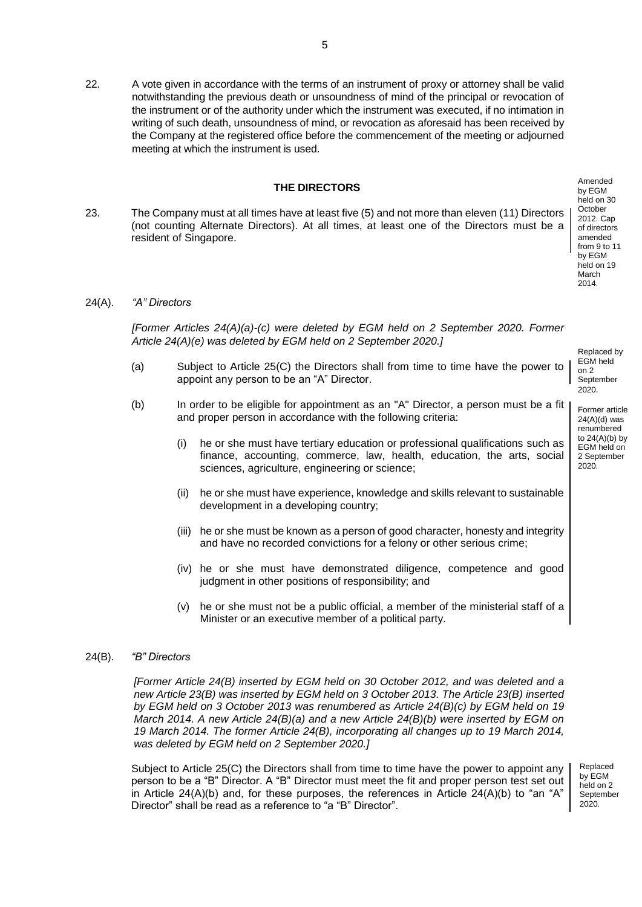22. A vote given in accordance with the terms of an instrument of proxy or attorney shall be valid notwithstanding the previous death or unsoundness of mind of the principal or revocation of the instrument or of the authority under which the instrument was executed, if no intimation in writing of such death, unsoundness of mind, or revocation as aforesaid has been received by the Company at the registered office before the commencement of the meeting or adjourned meeting at which the instrument is used.

## THE DIRECTORS

23. The Company must at all times have at least five (5) and not more than eleven (11) Directors (not counting Alternate Directors). At all times, at least one of the Directors must be a resident of Singapore.

Amended by EGM held on 30 October 2012. Cap of directors amended from 9 to 11 by EGM held on 19 March 2014.

24(A). *"A" Directors*

*[Former Articles 24(A)(a)-(c) were deleted by EGM held on 2 September 2020. Former Article 24(A)(e) was deleted by EGM held on 2 September 2020.]*

Replaced by EGM held on 2 September 2020.

(a) Subject to Article 25(C) the Directors shall from time to time have the power to appoint any person to be an "A" Director.

Former article 24(A)(d) was renumbered to 24(A)(b) by EGM held on 2 September 2020.

(b) In order to be eligible for appointment as an "A" Director, a person must be a fit and proper person in accordance with the following criteria:

(i) he or she must have tertiary education or professional qualifications such as finance, accounting, commerce, law, health, education, the arts, social sciences, agriculture, engineering or science;

(ii) he or she must have experience, knowledge and skills relevant to sustainable development in a developing country;

(iii) he or she must be known as a person of good character, honesty and integrity and have no recorded convictions for a felony or other serious crime;

(iv) he or she must have demonstrated diligence, competence and good judgment in other positions of responsibility; and

(v) he or she must not be a public official, a member of the ministerial staff of a Minister or an executive member of a political party.

24(B). *"B" Directors*

*[Former Article 24(B) inserted by EGM held on 30 October 2012, and was deleted and a new Article 23(B) was inserted by EGM held on 3 October 2013. The Article 23(B) inserted by EGM held on 3 October 2013 was renumbered as Article 24(B)(c) by EGM held on 19 March 2014. A new Article 24(B)(a) and a new Article 24(B)(b) were inserted by EGM on 19 March 2014. The former Article 24(B), incorporating all changes up to 19 March 2014, was deleted by EGM held on 2 September 2020.]*

Subject to Article 25(C) the Directors shall from time to time have the power to appoint any person to be a "B" Director. A "B" Director must meet the fit and proper person test set out in Article 24(A)(b) and, for these purposes, the references in Article 24(A)(b) to "an "A" Director" shall be read as a reference to "a "B" Director".

Replaced by EGM held on 2 September 2020.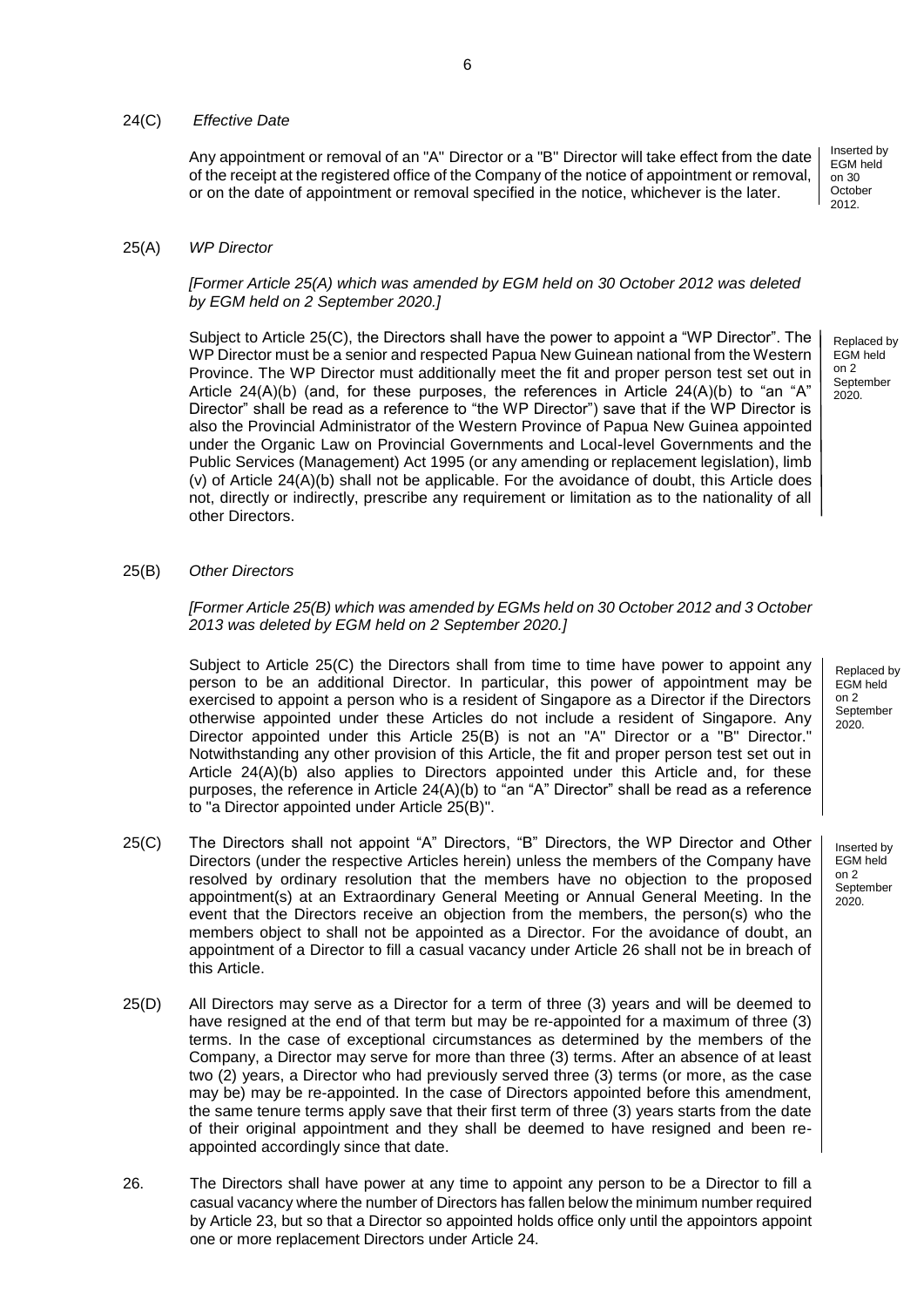24(C) *Effective Date*

Any appointment or removal of an "A" Director or a "B" Director will take effect from the date of the receipt at the registered office of the Company of the notice of appointment or removal, or on the date of appointment or removal specified in the notice, whichever is the later.

Inserted by EGM held on 30 October 2012.

25(A) *WP Director*

*[Former Article 25(A) which was amended by EGM held on 30 October 2012 was deleted by EGM held on 2 September 2020.]*

Subject to Article 25(C), the Directors shall have the power to appoint a "WP Director". The WP Director must be a senior and respected Papua New Guinean national from the Western Province. The WP Director must additionally meet the fit and proper person test set out in Article 24(A)(b) (and, for these purposes, the references in Article 24(A)(b) to "an "A" Director" shall be read as a reference to "the WP Director") save that if the WP Director is also the Provincial Administrator of the Western Province of Papua New Guinea appointed under the Organic Law on Provincial Governments and Local-level Governments and the Public Services (Management) Act 1995 (or any amending or replacement legislation), limb (v) of Article 24(A)(b) shall not be applicable. For the avoidance of doubt, this Article does not, directly or indirectly, prescribe any requirement or limitation as to the nationality of all other Directors.

Replaced by EGM held on 2 September 2020.

25(B) *Other Directors*

*[Former Article 25(B) which was amended by EGMs held on 30 October 2012 and 3 October 2013 was deleted by EGM held on 2 September 2020.]*

Subject to Article 25(C) the Directors shall from time to time have power to appoint any person to be an additional Director. In particular, this power of appointment may be exercised to appoint a person who is a resident of Singapore as a Director if the Directors otherwise appointed under these Articles do not include a resident of Singapore. Any Director appointed under this Article 25(B) is not an "A" Director or a "B" Director." Notwithstanding any other provision of this Article, the fit and proper person test set out in Article 24(A)(b) also applies to Directors appointed under this Article and, for these purposes, the reference in Article 24(A)(b) to "an "A" Director" shall be read as a reference to "a Director appointed under Article 25(B)".

Replaced by EGM held on 2 September 2020.

25(C) The Directors shall not appoint "A" Directors, "B" Directors, the WP Director and Other Directors (under the respective Articles herein) unless the members of the Company have resolved by ordinary resolution that the members have no objection to the proposed appointment(s) at an Extraordinary General Meeting or Annual General Meeting. In the event that the Directors receive an objection from the members, the person(s) who the members object to shall not be appointed as a Director. For the avoidance of doubt, an appointment of a Director to fill a casual vacancy under Article 26 shall not be in breach of this Article.

Inserted by EGM held on 2 September 2020.

25(D) All Directors may serve as a Director for a term of three (3) years and will be deemed to have resigned at the end of that term but may be re-appointed for a maximum of three (3) terms. In the case of exceptional circumstances as determined by the members of the Company, a Director may serve for more than three (3) terms. After an absence of at least two (2) years, a Director who had previously served three (3) terms (or more, as the case may be) may be re-appointed. In the case of Directors appointed before this amendment, the same tenure terms apply save that their first term of three (3) years starts from the date of their original appointment and they shall be deemed to have resigned and been re-appointed accordingly since that date.

26. The Directors shall have power at any time to appoint any person to be a Director to fill a casual vacancy where the number of Directors has fallen below the minimum number required by Article 23, but so that a Director so appointed holds office only until the appointors appoint one or more replacement Directors under Article 24.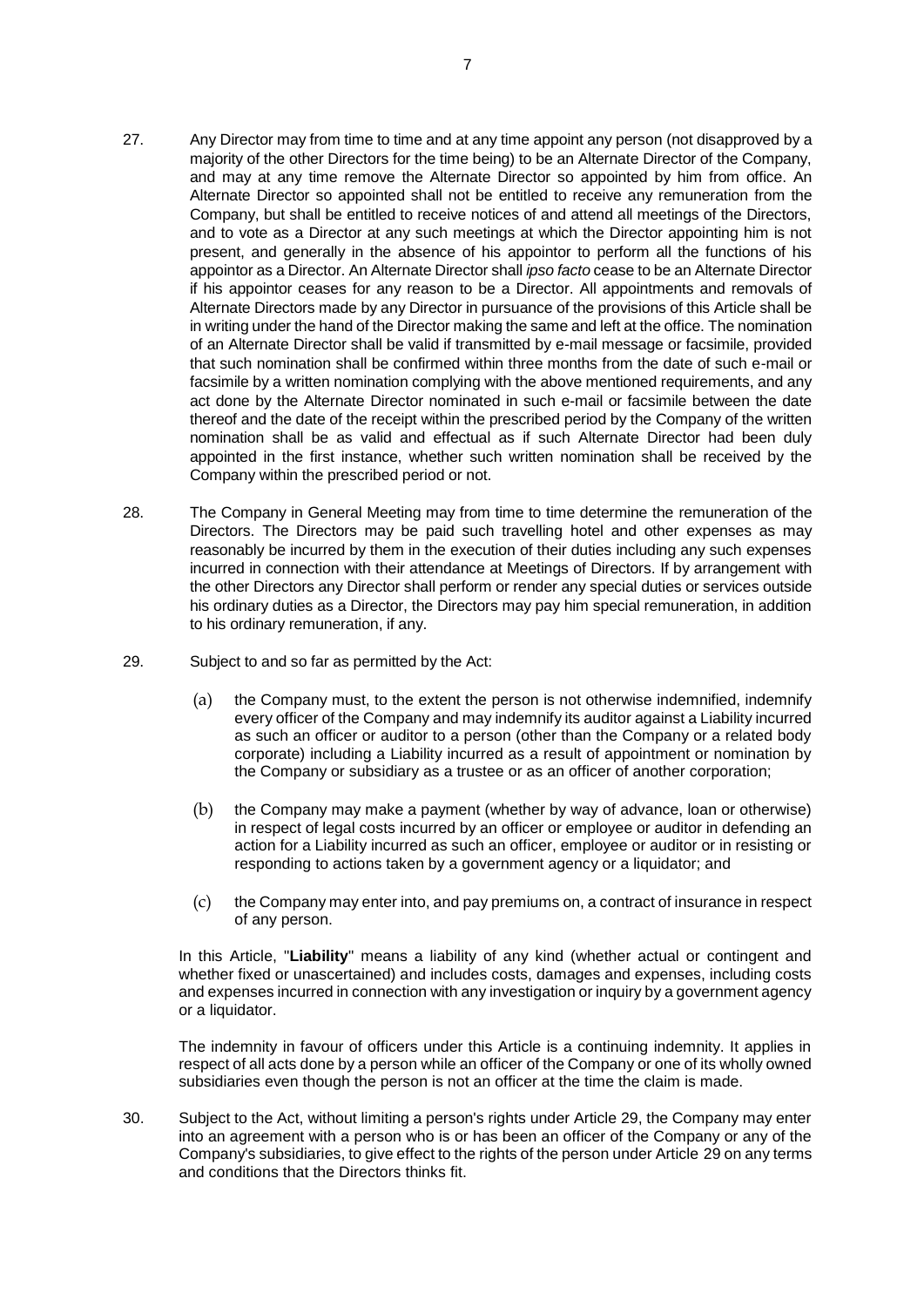27. Any Director may from time to time and at any time appoint any person (not disapproved by a majority of the other Directors for the time being) to be an Alternate Director of the Company, and may at any time remove the Alternate Director so appointed by him from office. An Alternate Director so appointed shall not be entitled to receive any remuneration from the Company, but shall be entitled to receive notices of and attend all meetings of the Directors, and to vote as a Director at any such meetings at which the Director appointing him is not present, and generally in the absence of his appointor to perform all the functions of his appointor as a Director. An Alternate Director shall *ipso facto* cease to be an Alternate Director if his appointor ceases for any reason to be a Director. All appointments and removals of Alternate Directors made by any Director in pursuance of the provisions of this Article shall be in writing under the hand of the Director making the same and left at the office. The nomination of an Alternate Director shall be valid if transmitted by e-mail message or facsimile, provided that such nomination shall be confirmed within three months from the date of such e-mail or facsimile by a written nomination complying with the above mentioned requirements, and any act done by the Alternate Director nominated in such e-mail or facsimile between the date thereof and the date of the receipt within the prescribed period by the Company of the written nomination shall be as valid and effectual as if such Alternate Director had been duly appointed in the first instance, whether such written nomination shall be received by the Company within the prescribed period or not.

28. The Company in General Meeting may from time to time determine the remuneration of the Directors. The Directors may be paid such travelling hotel and other expenses as may reasonably be incurred by them in the execution of their duties including any such expenses incurred in connection with their attendance at Meetings of Directors. If by arrangement with the other Directors any Director shall perform or render any special duties or services outside his ordinary duties as a Director, the Directors may pay him special remuneration, in addition to his ordinary remuneration, if any.

29. Subject to and so far as permitted by the Act:

    (a) the Company must, to the extent the person is not otherwise indemnified, indemnify every officer of the Company and may indemnify its auditor against a Liability incurred as such an officer or auditor to a person (other than the Company or a related body corporate) including a Liability incurred as a result of appointment or nomination by the Company or subsidiary as a trustee or as an officer of another corporation;

    (b) the Company may make a payment (whether by way of advance, loan or otherwise) in respect of legal costs incurred by an officer or employee or auditor in defending an action for a Liability incurred as such an officer, employee or auditor or in resisting or responding to actions taken by a government agency or a liquidator; and

    (c) the Company may enter into, and pay premiums on, a contract of insurance in respect of any person.

    In this Article, "**Liability**" means a liability of any kind (whether actual or contingent and whether fixed or unascertained) and includes costs, damages and expenses, including costs and expenses incurred in connection with any investigation or inquiry by a government agency or a liquidator.

    The indemnity in favour of officers under this Article is a continuing indemnity. It applies in respect of all acts done by a person while an officer of the Company or one of its wholly owned subsidiaries even though the person is not an officer at the time the claim is made.

30. Subject to the Act, without limiting a person's rights under Article 29, the Company may enter into an agreement with a person who is or has been an officer of the Company or any of the Company's subsidiaries, to give effect to the rights of the person under Article 29 on any terms and conditions that the Directors thinks fit.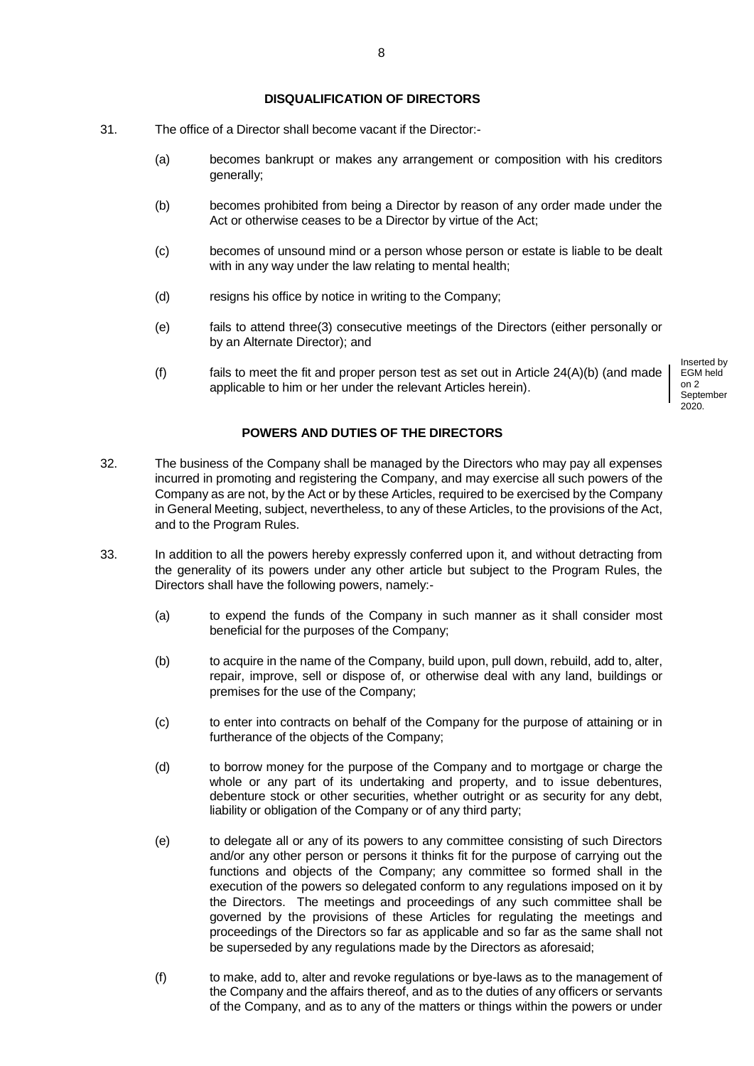## DISQUALIFICATION OF DIRECTORS

31. The office of a Director shall become vacant if the Director:-

    (a) becomes bankrupt or makes any arrangement or composition with his creditors generally;

    (b) becomes prohibited from being a Director by reason of any order made under the Act or otherwise ceases to be a Director by virtue of the Act;

    (c) becomes of unsound mind or a person whose person or estate is liable to be dealt with in any way under the law relating to mental health;

    (d) resigns his office by notice in writing to the Company;

    (e) fails to attend three(3) consecutive meetings of the Directors (either personally or by an Alternate Director); and

    (f) fails to meet the fit and proper person test as set out in Article 24(A)(b) (and made applicable to him or her under the relevant Articles herein).

Inserted by EGM held on 2 September 2020.

## POWERS AND DUTIES OF THE DIRECTORS

32. The business of the Company shall be managed by the Directors who may pay all expenses incurred in promoting and registering the Company, and may exercise all such powers of the Company as are not, by the Act or by these Articles, required to be exercised by the Company in General Meeting, subject, nevertheless, to any of these Articles, to the provisions of the Act, and to the Program Rules.

33. In addition to all the powers hereby expressly conferred upon it, and without detracting from the generality of its powers under any other article but subject to the Program Rules, the Directors shall have the following powers, namely:-

    (a) to expend the funds of the Company in such manner as it shall consider most beneficial for the purposes of the Company;

    (b) to acquire in the name of the Company, build upon, pull down, rebuild, add to, alter, repair, improve, sell or dispose of, or otherwise deal with any land, buildings or premises for the use of the Company;

    (c) to enter into contracts on behalf of the Company for the purpose of attaining or in furtherance of the objects of the Company;

    (d) to borrow money for the purpose of the Company and to mortgage or charge the whole or any part of its undertaking and property, and to issue debentures, debenture stock or other securities, whether outright or as security for any debt, liability or obligation of the Company or of any third party;

    (e) to delegate all or any of its powers to any committee consisting of such Directors and/or any other person or persons it thinks fit for the purpose of carrying out the functions and objects of the Company; any committee so formed shall in the execution of the powers so delegated conform to any regulations imposed on it by the Directors. The meetings and proceedings of any such committee shall be governed by the provisions of these Articles for regulating the meetings and proceedings of the Directors so far as applicable and so far as the same shall not be superseded by any regulations made by the Directors as aforesaid;

    (f) to make, add to, alter and revoke regulations or bye-laws as to the management of the Company and the affairs thereof, and as to the duties of any officers or servants of the Company, and as to any of the matters or things within the powers or under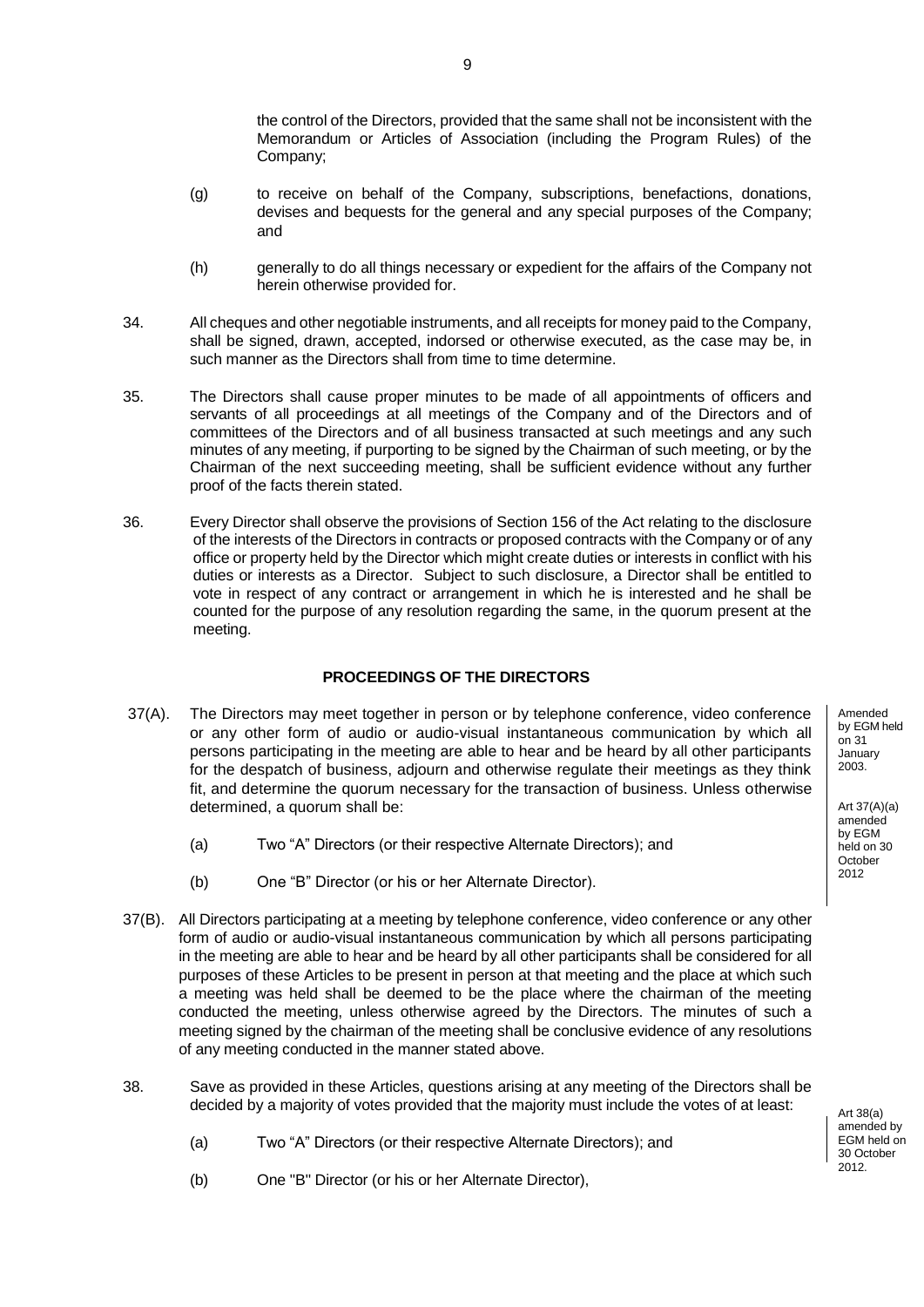the control of the Directors, provided that the same shall not be inconsistent with the Memorandum or Articles of Association (including the Program Rules) of the Company;

(g) to receive on behalf of the Company, subscriptions, benefactions, donations, devises and bequests for the general and any special purposes of the Company; and

(h) generally to do all things necessary or expedient for the affairs of the Company not herein otherwise provided for.

34. All cheques and other negotiable instruments, and all receipts for money paid to the Company, shall be signed, drawn, accepted, indorsed or otherwise executed, as the case may be, in such manner as the Directors shall from time to time determine.

35. The Directors shall cause proper minutes to be made of all appointments of officers and servants of all proceedings at all meetings of the Company and of the Directors and of committees of the Directors and of all business transacted at such meetings and any such minutes of any meeting, if purporting to be signed by the Chairman of such meeting, or by the Chairman of the next succeeding meeting, shall be sufficient evidence without any further proof of the facts therein stated.

36. Every Director shall observe the provisions of Section 156 of the Act relating to the disclosure of the interests of the Directors in contracts or proposed contracts with the Company or of any office or property held by the Director which might create duties or interests in conflict with his duties or interests as a Director. Subject to such disclosure, a Director shall be entitled to vote in respect of any contract or arrangement in which he is interested and he shall be counted for the purpose of any resolution regarding the same, in the quorum present at the meeting.

## PROCEEDINGS OF THE DIRECTORS

37(A). The Directors may meet together in person or by telephone conference, video conference or any other form of audio or audio-visual instantaneous communication by which all persons participating in the meeting are able to hear and be heard by all other participants for the despatch of business, adjourn and otherwise regulate their meetings as they think fit, and determine the quorum necessary for the transaction of business. Unless otherwise determined, a quorum shall be:

(a) Two "A" Directors (or their respective Alternate Directors); and

(b) One "B" Director (or his or her Alternate Director).

*Amended by EGM held on 31 January 2003.*

*Art 37(A)(a) amended by EGM held on 30 October 2012*

37(B). All Directors participating at a meeting by telephone conference, video conference or any other form of audio or audio-visual instantaneous communication by which all persons participating in the meeting are able to hear and be heard by all other participants shall be considered for all purposes of these Articles to be present in person at that meeting and the place at which such a meeting was held shall be deemed to be the place where the chairman of the meeting conducted the meeting, unless otherwise agreed by the Directors. The minutes of such a meeting signed by the chairman of the meeting shall be conclusive evidence of any resolutions of any meeting conducted in the manner stated above.

38. Save as provided in these Articles, questions arising at any meeting of the Directors shall be decided by a majority of votes provided that the majority must include the votes of at least:

(a) Two "A" Directors (or their respective Alternate Directors); and

(b) One "B" Director (or his or her Alternate Director),

*Art 38(a) amended by EGM held on 30 October 2012.*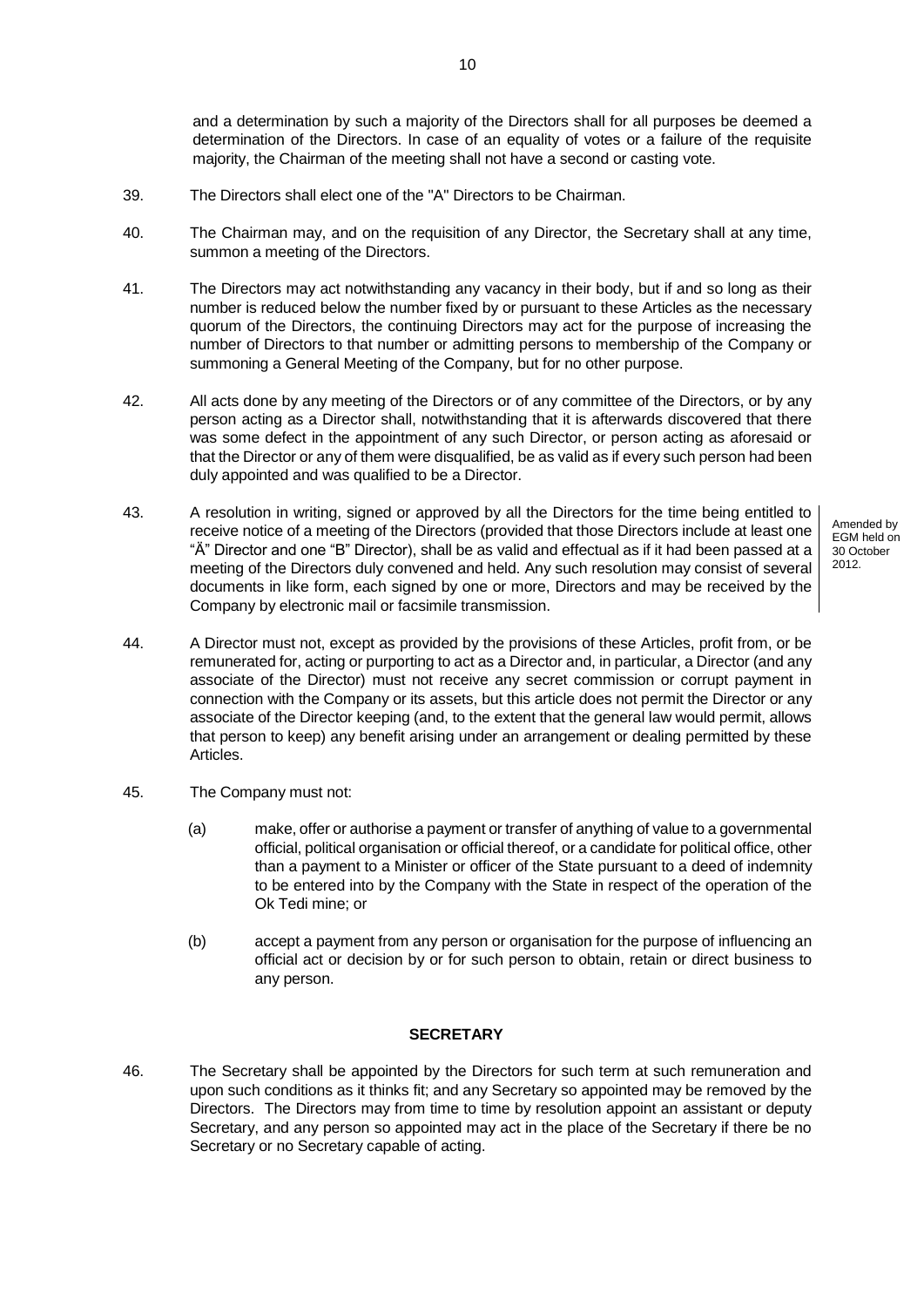and a determination by such a majority of the Directors shall for all purposes be deemed a determination of the Directors. In case of an equality of votes or a failure of the requisite majority, the Chairman of the meeting shall not have a second or casting vote.

39. The Directors shall elect one of the "A" Directors to be Chairman.

40. The Chairman may, and on the requisition of any Director, the Secretary shall at any time, summon a meeting of the Directors.

41. The Directors may act notwithstanding any vacancy in their body, but if and so long as their number is reduced below the number fixed by or pursuant to these Articles as the necessary quorum of the Directors, the continuing Directors may act for the purpose of increasing the number of Directors to that number or admitting persons to membership of the Company or summoning a General Meeting of the Company, but for no other purpose.

42. All acts done by any meeting of the Directors or of any committee of the Directors, or by any person acting as a Director shall, notwithstanding that it is afterwards discovered that there was some defect in the appointment of any such Director, or person acting as aforesaid or that the Director or any of them were disqualified, be as valid as if every such person had been duly appointed and was qualified to be a Director.

43. A resolution in writing, signed or approved by all the Directors for the time being entitled to receive notice of a meeting of the Directors (provided that those Directors include at least one "Ä" Director and one "B" Director), shall be as valid and effectual as if it had been passed at a meeting of the Directors duly convened and held. Any such resolution may consist of several documents in like form, each signed by one or more, Directors and may be received by the Company by electronic mail or facsimile transmission.

Amended by EGM held on 30 October 2012.

44. A Director must not, except as provided by the provisions of these Articles, profit from, or be remunerated for, acting or purporting to act as a Director and, in particular, a Director (and any associate of the Director) must not receive any secret commission or corrupt payment in connection with the Company or its assets, but this article does not permit the Director or any associate of the Director keeping (and, to the extent that the general law would permit, allows that person to keep) any benefit arising under an arrangement or dealing permitted by these Articles.

45. The Company must not:

    (a) make, offer or authorise a payment or transfer of anything of value to a governmental official, political organisation or official thereof, or a candidate for political office, other than a payment to a Minister or officer of the State pursuant to a deed of indemnity to be entered into by the Company with the State in respect of the operation of the Ok Tedi mine; or

    (b) accept a payment from any person or organisation for the purpose of influencing an official act or decision by or for such person to obtain, retain or direct business to any person.

## SECRETARY

46. The Secretary shall be appointed by the Directors for such term at such remuneration and upon such conditions as it thinks fit; and any Secretary so appointed may be removed by the Directors. The Directors may from time to time by resolution appoint an assistant or deputy Secretary, and any person so appointed may act in the place of the Secretary if there be no Secretary or no Secretary capable of acting.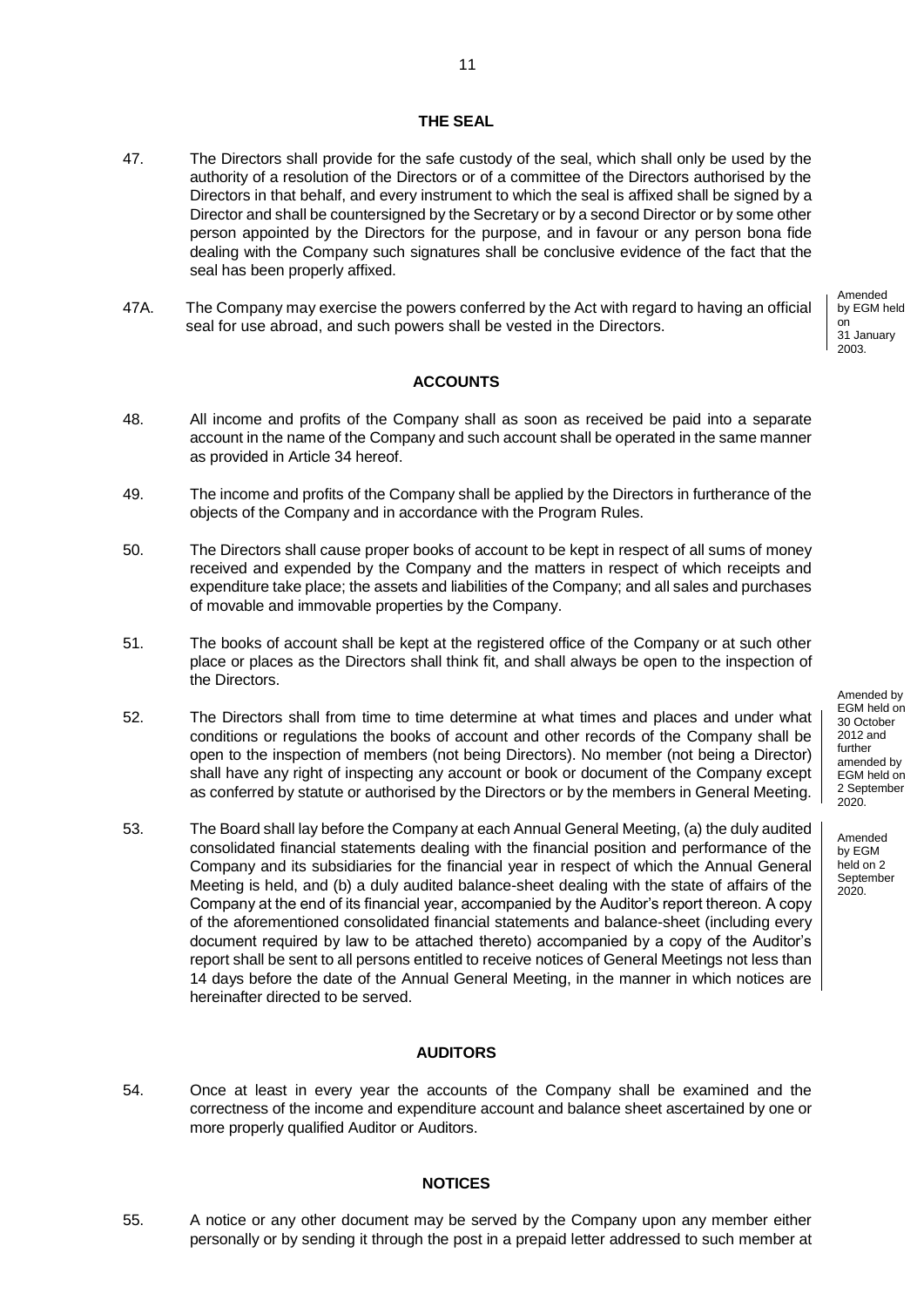## THE SEAL

47. The Directors shall provide for the safe custody of the seal, which shall only be used by the authority of a resolution of the Directors or of a committee of the Directors authorised by the Directors in that behalf, and every instrument to which the seal is affixed shall be signed by a Director and shall be countersigned by the Secretary or by a second Director or by some other person appointed by the Directors for the purpose, and in favour or any person bona fide dealing with the Company such signatures shall be conclusive evidence of the fact that the seal has been properly affixed.

47A. The Company may exercise the powers conferred by the Act with regard to having an official seal for use abroad, and such powers shall be vested in the Directors.

Amended by EGM held on 31 January 2003.

## ACCOUNTS

48. All income and profits of the Company shall as soon as received be paid into a separate account in the name of the Company and such account shall be operated in the same manner as provided in Article 34 hereof.

49. The income and profits of the Company shall be applied by the Directors in furtherance of the objects of the Company and in accordance with the Program Rules.

50. The Directors shall cause proper books of account to be kept in respect of all sums of money received and expended by the Company and the matters in respect of which receipts and expenditure take place; the assets and liabilities of the Company; and all sales and purchases of movable and immovable properties by the Company.

51. The books of account shall be kept at the registered office of the Company or at such other place or places as the Directors shall think fit, and shall always be open to the inspection of the Directors.

52. The Directors shall from time to time determine at what times and places and under what conditions or regulations the books of account and other records of the Company shall be open to the inspection of members (not being Directors). No member (not being a Director) shall have any right of inspecting any account or book or document of the Company except as conferred by statute or authorised by the Directors or by the members in General Meeting.

Amended by EGM held on 30 October 2012 and further amended by EGM held on 2 September 2020.

53. The Board shall lay before the Company at each Annual General Meeting, (a) the duly audited consolidated financial statements dealing with the financial position and performance of the Company and its subsidiaries for the financial year in respect of which the Annual General Meeting is held, and (b) a duly audited balance-sheet dealing with the state of affairs of the Company at the end of its financial year, accompanied by the Auditor's report thereon. A copy of the aforementioned consolidated financial statements and balance-sheet (including every document required by law to be attached thereto) accompanied by a copy of the Auditor's report shall be sent to all persons entitled to receive notices of General Meetings not less than 14 days before the date of the Annual General Meeting, in the manner in which notices are hereinafter directed to be served.

Amended by EGM held on 2 September 2020.

## AUDITORS

54. Once at least in every year the accounts of the Company shall be examined and the correctness of the income and expenditure account and balance sheet ascertained by one or more properly qualified Auditor or Auditors.

## NOTICES

55. A notice or any other document may be served by the Company upon any member either personally or by sending it through the post in a prepaid letter addressed to such member at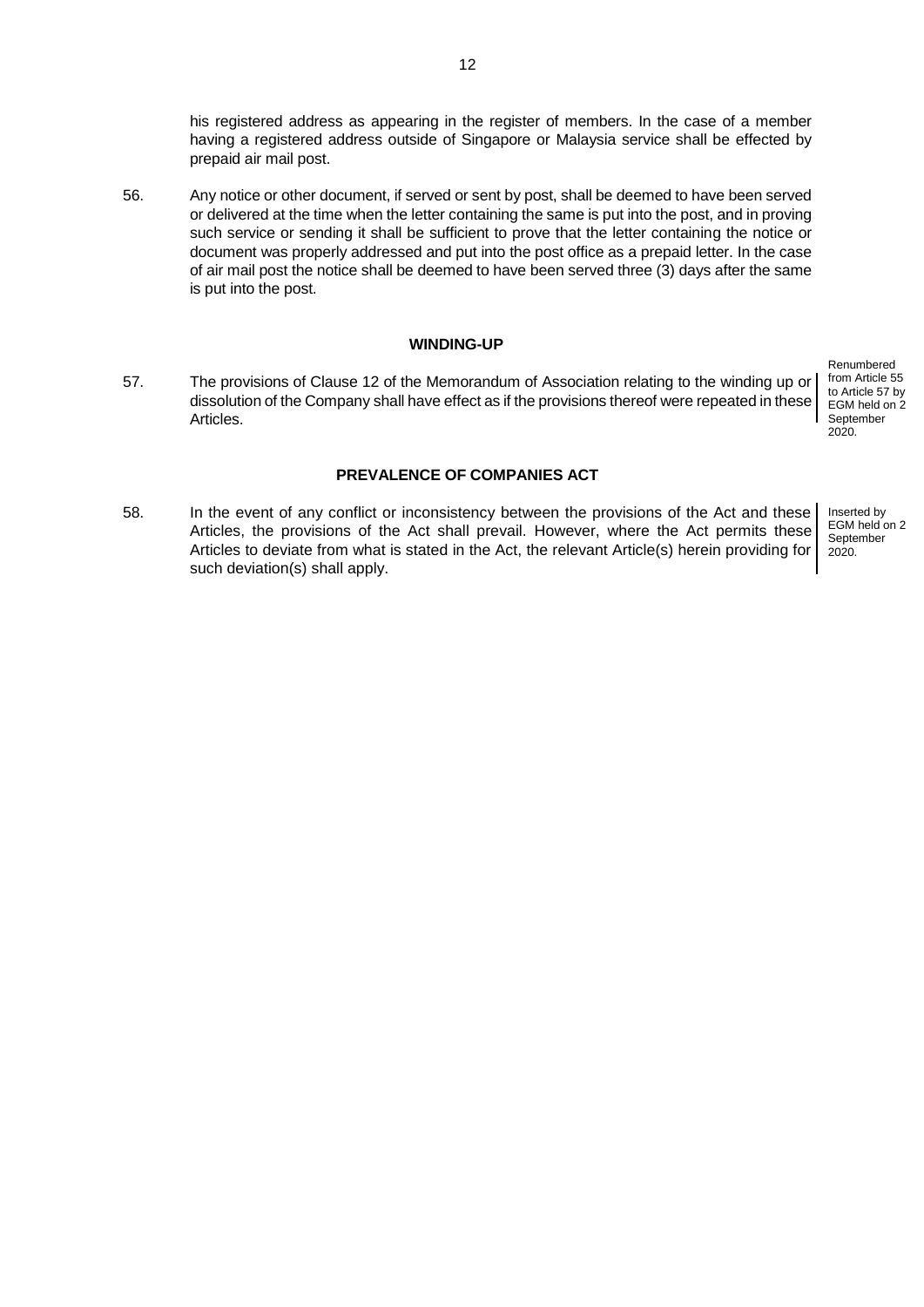his registered address as appearing in the register of members. In the case of a member having a registered address outside of Singapore or Malaysia service shall be effected by prepaid air mail post.

56. Any notice or other document, if served or sent by post, shall be deemed to have been served or delivered at the time when the letter containing the same is put into the post, and in proving such service or sending it shall be sufficient to prove that the letter containing the notice or document was properly addressed and put into the post office as a prepaid letter. In the case of air mail post the notice shall be deemed to have been served three (3) days after the same is put into the post.

**WINDING-UP**

57. The provisions of Clause 12 of the Memorandum of Association relating to the winding up or dissolution of the Company shall have effect as if the provisions thereof were repeated in these Articles.

Renumbered from Article 55 to Article 57 by EGM held on 2 September 2020.

**PREVALENCE OF COMPANIES ACT**

58. In the event of any conflict or inconsistency between the provisions of the Act and these Articles, the provisions of the Act shall prevail. However, where the Act permits these Articles to deviate from what is stated in the Act, the relevant Article(s) herein providing for such deviation(s) shall apply.

Inserted by EGM held on 2 September 2020.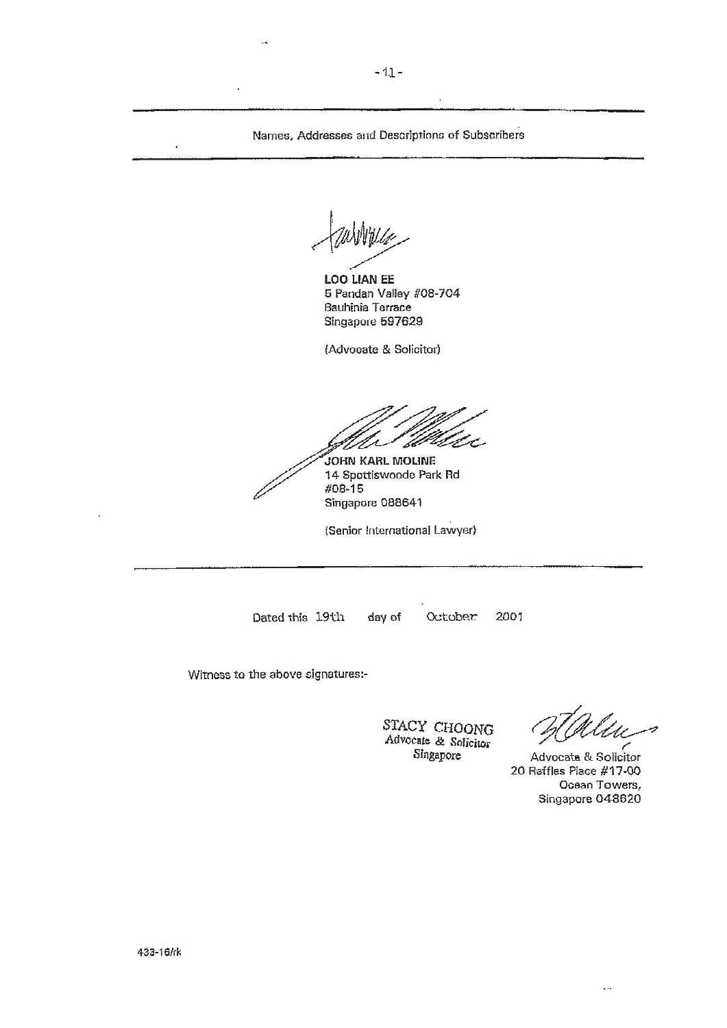Names, Addresses and Descriptions of Subscribers

---

**LOO LIAN EE**
5 Pandan Valley #08-704
Bauhinia Terrace
Singapore 597629

(Advocate & Solicitor)

**JOHN KARL MOLINE**
14 Spottiswoode Park Rd
#08-15
Singapore 088641

(Senior International Lawyer)

---

Dated this 19th day of October 2001

Witness to the above signatures:-

STACY CHOONG
Advocate & Solicitor
Singapore

Advocate & Solicitor
20 Raffles Place #17-00
Ocean Towers,
Singapore 048620

433-16/rk